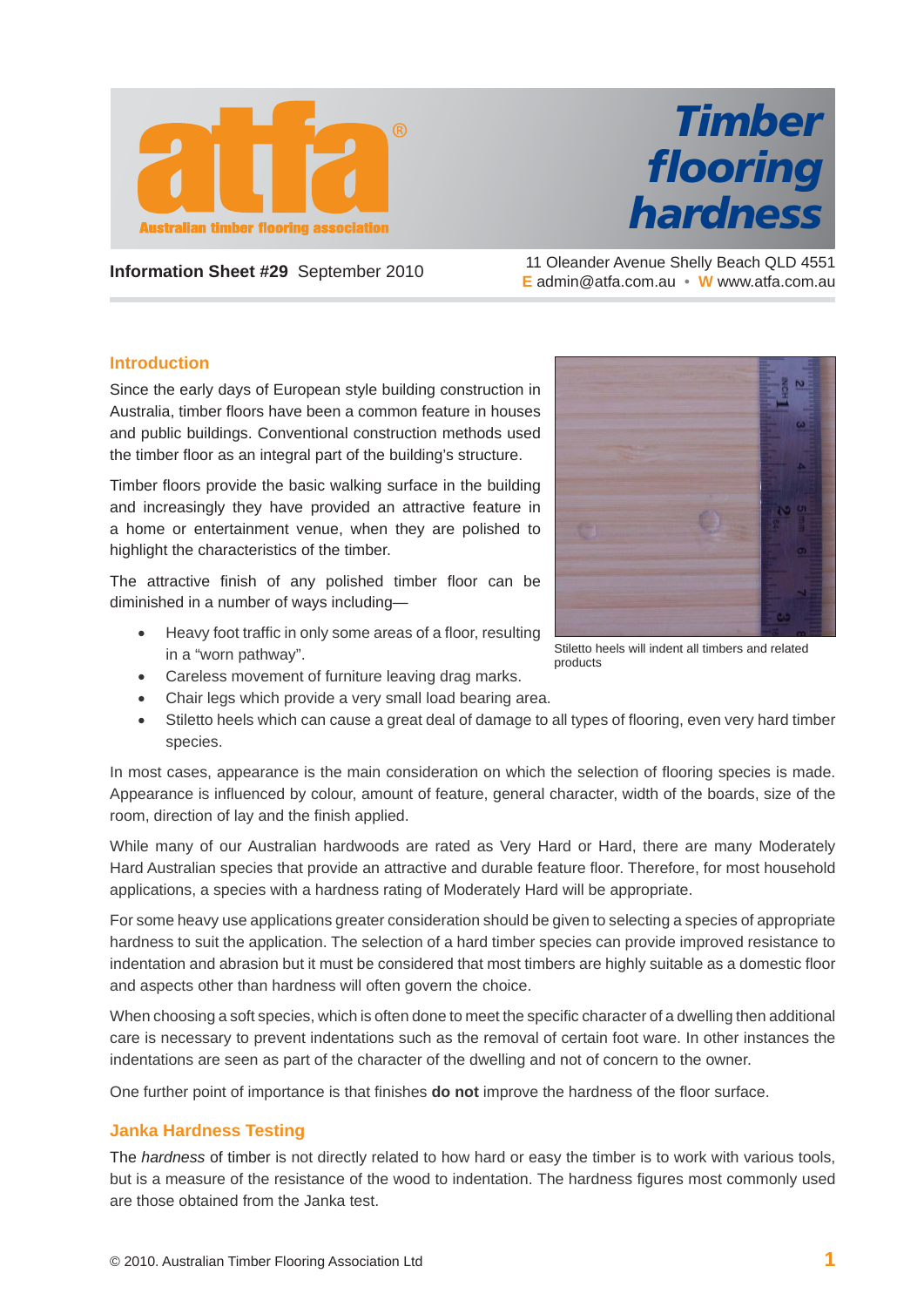# Timber flooring hardness

**Information Sheet #29** September 2010

11 Oleander Avenue Shelly Beach QLD 4551
**E** admin@atfa.com.au • **W** www.atfa.com.au

## Introduction

Since the early days of European style building construction in Australia, timber floors have been a common feature in houses and public buildings. Conventional construction methods used the timber floor as an integral part of the building's structure.

Timber floors provide the basic walking surface in the building and increasingly they have provided an attractive feature in a home or entertainment venue, when they are polished to highlight the characteristics of the timber.

The attractive finish of any polished timber floor can be diminished in a number of ways including—

- Heavy foot traffic in only some areas of a floor, resulting in a "worn pathway".
- Careless movement of furniture leaving drag marks.
- Chair legs which provide a very small load bearing area.
- Stiletto heels which can cause a great deal of damage to all types of flooring, even very hard timber species.

Stiletto heels will indent all timbers and related products

In most cases, appearance is the main consideration on which the selection of flooring species is made. Appearance is influenced by colour, amount of feature, general character, width of the boards, size of the room, direction of lay and the finish applied.

While many of our Australian hardwoods are rated as Very Hard or Hard, there are many Moderately Hard Australian species that provide an attractive and durable feature floor. Therefore, for most household applications, a species with a hardness rating of Moderately Hard will be appropriate.

For some heavy use applications greater consideration should be given to selecting a species of appropriate hardness to suit the application. The selection of a hard timber species can provide improved resistance to indentation and abrasion but it must be considered that most timbers are highly suitable as a domestic floor and aspects other than hardness will often govern the choice.

When choosing a soft species, which is often done to meet the specific character of a dwelling then additional care is necessary to prevent indentations such as the removal of certain foot ware. In other instances the indentations are seen as part of the character of the dwelling and not of concern to the owner.

One further point of importance is that finishes **do not** improve the hardness of the floor surface.

## Janka Hardness Testing

The *hardness* of timber is not directly related to how hard or easy the timber is to work with various tools, but is a measure of the resistance of the wood to indentation. The hardness figures most commonly used are those obtained from the Janka test.

© 2010. Australian Timber Flooring Association Ltd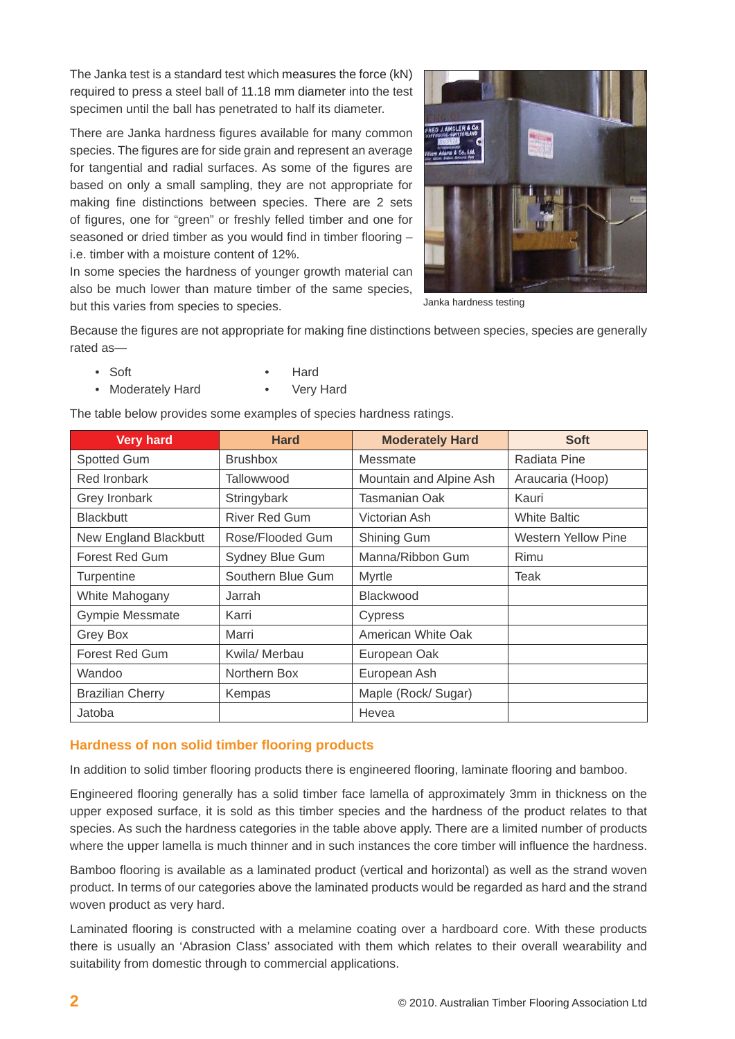The Janka test is a standard test which measures the force (kN) required to press a steel ball of 11.18 mm diameter into the test specimen until the ball has penetrated to half its diameter.

There are Janka hardness figures available for many common species. The figures are for side grain and represent an average for tangential and radial surfaces. As some of the figures are based on only a small sampling, they are not appropriate for making fine distinctions between species. There are 2 sets of figures, one for “green” or freshly felled timber and one for seasoned or dried timber as you would find in timber flooring – i.e. timber with a moisture content of 12%.

In some species the hardness of younger growth material can also be much lower than mature timber of the same species, but this varies from species to species.

Janka hardness testing

Because the figures are not appropriate for making fine distinctions between species, species are generally rated as—

- Soft
- Moderately Hard
- Hard
- Very Hard

The table below provides some examples of species hardness ratings.

| Very hard | Hard | Moderately Hard | Soft |
|---|---|---|---|
| Spotted Gum | Brushbox | Messmate | Radiata Pine |
| Red Ironbark | Tallowwood | Mountain and Alpine Ash | Araucaria (Hoop) |
| Grey Ironbark | Stringybark | Tasmanian Oak | Kauri |
| Blackbutt | River Red Gum | Victorian Ash | White Baltic |
| New England Blackbutt | Rose/Flooded Gum | Shining Gum | Western Yellow Pine |
| Forest Red Gum | Sydney Blue Gum | Manna/Ribbon Gum | Rimu |
| Turpentine | Southern Blue Gum | Myrtle | Teak |
| White Mahogany | Jarrah | Blackwood | |
| Gympie Messmate | Karri | Cypress | |
| Grey Box | Marri | American White Oak | |
| Forest Red Gum | Kwila/ Merbau | European Oak | |
| Wandoo | Northern Box | European Ash | |
| Brazilian Cherry | Kempas | Maple (Rock/ Sugar) | |
| Jatoba | | Hevea | |

## Hardness of non solid timber flooring products

In addition to solid timber flooring products there is engineered flooring, laminate flooring and bamboo.

Engineered flooring generally has a solid timber face lamella of approximately 3mm in thickness on the upper exposed surface, it is sold as this timber species and the hardness of the product relates to that species. As such the hardness categories in the table above apply. There are a limited number of products where the upper lamella is much thinner and in such instances the core timber will influence the hardness.

Bamboo flooring is available as a laminated product (vertical and horizontal) as well as the strand woven product. In terms of our categories above the laminated products would be regarded as hard and the strand woven product as very hard.

Laminated flooring is constructed with a melamine coating over a hardboard core. With these products there is usually an ‘Abrasion Class’ associated with them which relates to their overall wearability and suitability from domestic through to commercial applications.

© 2010. Australian Timber Flooring Association Ltd